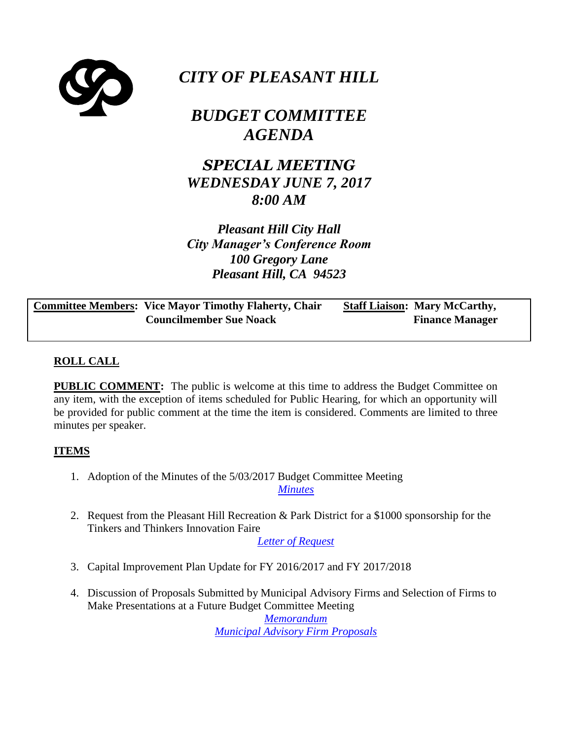# *CITY OF PLEASANT HILL*

# *BUDGET COMMITTEE AGENDA*

## *SPECIAL MEETING*
## *WEDNESDAY JUNE 7, 2017*
## *8:00 AM*

***Pleasant Hill City Hall***
***City Manager's Conference Room***
***100 Gregory Lane***
***Pleasant Hill, CA 94523***

| **Committee Members:** Vice Mayor Timothy Flaherty, Chair<br>Councilmember Sue Noack | **Staff Liaison:** Mary McCarthy,<br>Finance Manager |
|---|---|

**ROLL CALL**

**PUBLIC COMMENT:** The public is welcome at this time to address the Budget Committee on any item, with the exception of items scheduled for Public Hearing, for which an opportunity will be provided for public comment at the time the item is considered. Comments are limited to three minutes per speaker.

**ITEMS**

1. Adoption of the Minutes of the 5/03/2017 Budget Committee Meeting
   *Minutes*

2. Request from the Pleasant Hill Recreation & Park District for a $1000 sponsorship for the Tinkers and Thinkers Innovation Faire
   *Letter of Request*

3. Capital Improvement Plan Update for FY 2016/2017 and FY 2017/2018

4. Discussion of Proposals Submitted by Municipal Advisory Firms and Selection of Firms to Make Presentations at a Future Budget Committee Meeting
   *Memorandum*
   *Municipal Advisory Firm Proposals*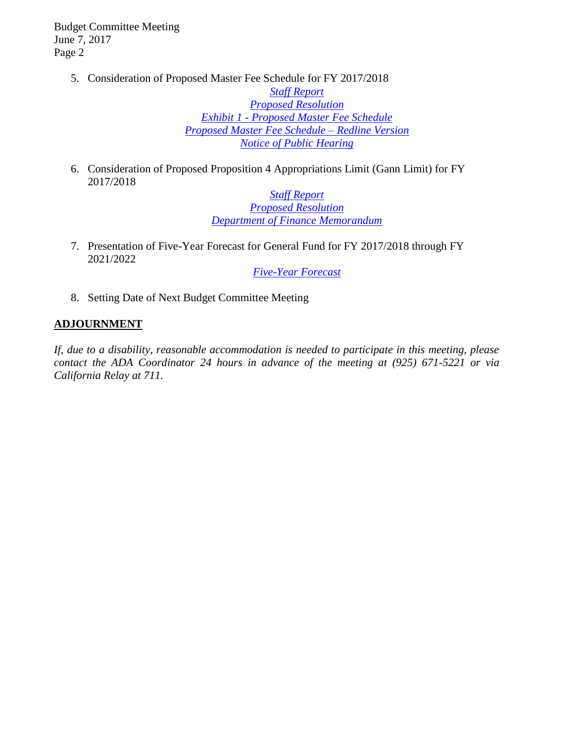5. Consideration of Proposed Master Fee Schedule for FY 2017/2018

   *Staff Report*
   *Proposed Resolution*
   *Exhibit 1 - Proposed Master Fee Schedule*
   *Proposed Master Fee Schedule – Redline Version*
   *Notice of Public Hearing*

6. Consideration of Proposed Proposition 4 Appropriations Limit (Gann Limit) for FY 2017/2018

   *Staff Report*
   *Proposed Resolution*
   *Department of Finance Memorandum*

7. Presentation of Five-Year Forecast for General Fund for FY 2017/2018 through FY 2021/2022

   *Five-Year Forecast*

8. Setting Date of Next Budget Committee Meeting

## ADJOURNMENT

*If, due to a disability, reasonable accommodation is needed to participate in this meeting, please contact the ADA Coordinator 24 hours in advance of the meeting at (925) 671-5221 or via California Relay at 711.*